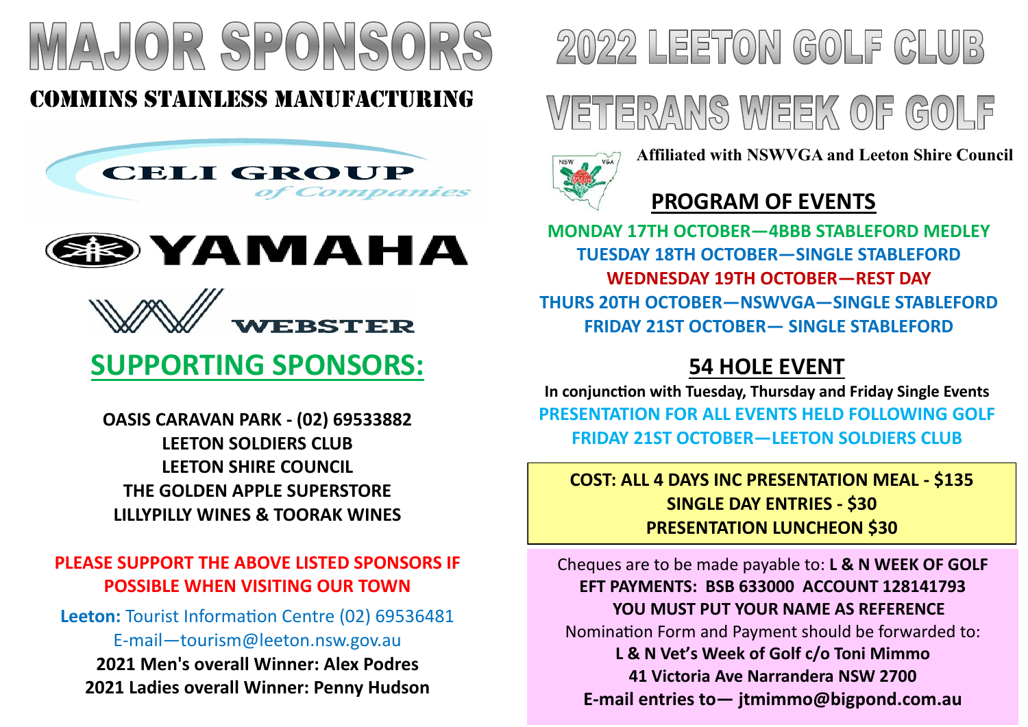# MAJOR SPONSORS

## COMMINS STAINLESS MANUFACTURING

CELI GROUP *of Companies*

YAMAHA

WEBSTER

## SUPPORTING SPONSORS:

**OASIS CARAVAN PARK - (02) 69533882**
**LEETON SOLDIERS CLUB**
**LEETON SHIRE COUNCIL**
**THE GOLDEN APPLE SUPERSTORE**
**LILLYPILLY WINES & TOORAK WINES**

**PLEASE SUPPORT THE ABOVE LISTED SPONSORS IF POSSIBLE WHEN VISITING OUR TOWN**

**Leeton:** Tourist Information Centre (02) 69536481
E-mail—tourism@leeton.nsw.gov.au

**2021 Men's overall Winner: Alex Podres**
**2021 Ladies overall Winner: Penny Hudson**

# 2022 LEETON GOLF CLUB

# VETERANS WEEK OF GOLF

**Affiliated with NSWVGA and Leeton Shire Council**

## PROGRAM OF EVENTS

**MONDAY 17TH OCTOBER—4BBB STABLEFORD MEDLEY**
**TUESDAY 18TH OCTOBER—SINGLE STABLEFORD**
**WEDNESDAY 19TH OCTOBER—REST DAY**
**THURS 20TH OCTOBER—NSWVGA—SINGLE STABLEFORD**
**FRIDAY 21ST OCTOBER— SINGLE STABLEFORD**

## 54 HOLE EVENT

**In conjunction with Tuesday, Thursday and Friday Single Events**

**PRESENTATION FOR ALL EVENTS HELD FOLLOWING GOLF FRIDAY 21ST OCTOBER—LEETON SOLDIERS CLUB**

**COST: ALL 4 DAYS INC PRESENTATION MEAL - $135**
**SINGLE DAY ENTRIES - $30**
**PRESENTATION LUNCHEON $30**

Cheques are to be made payable to: **L & N WEEK OF GOLF**
**EFT PAYMENTS: BSB 633000 ACCOUNT 128141793**
**YOU MUST PUT YOUR NAME AS REFERENCE**
Nomination Form and Payment should be forwarded to:
**L & N Vet's Week of Golf c/o Toni Mimmo**
**41 Victoria Ave Narrandera NSW 2700**
**E-mail entries to— jtmimmo@bigpond.com.au**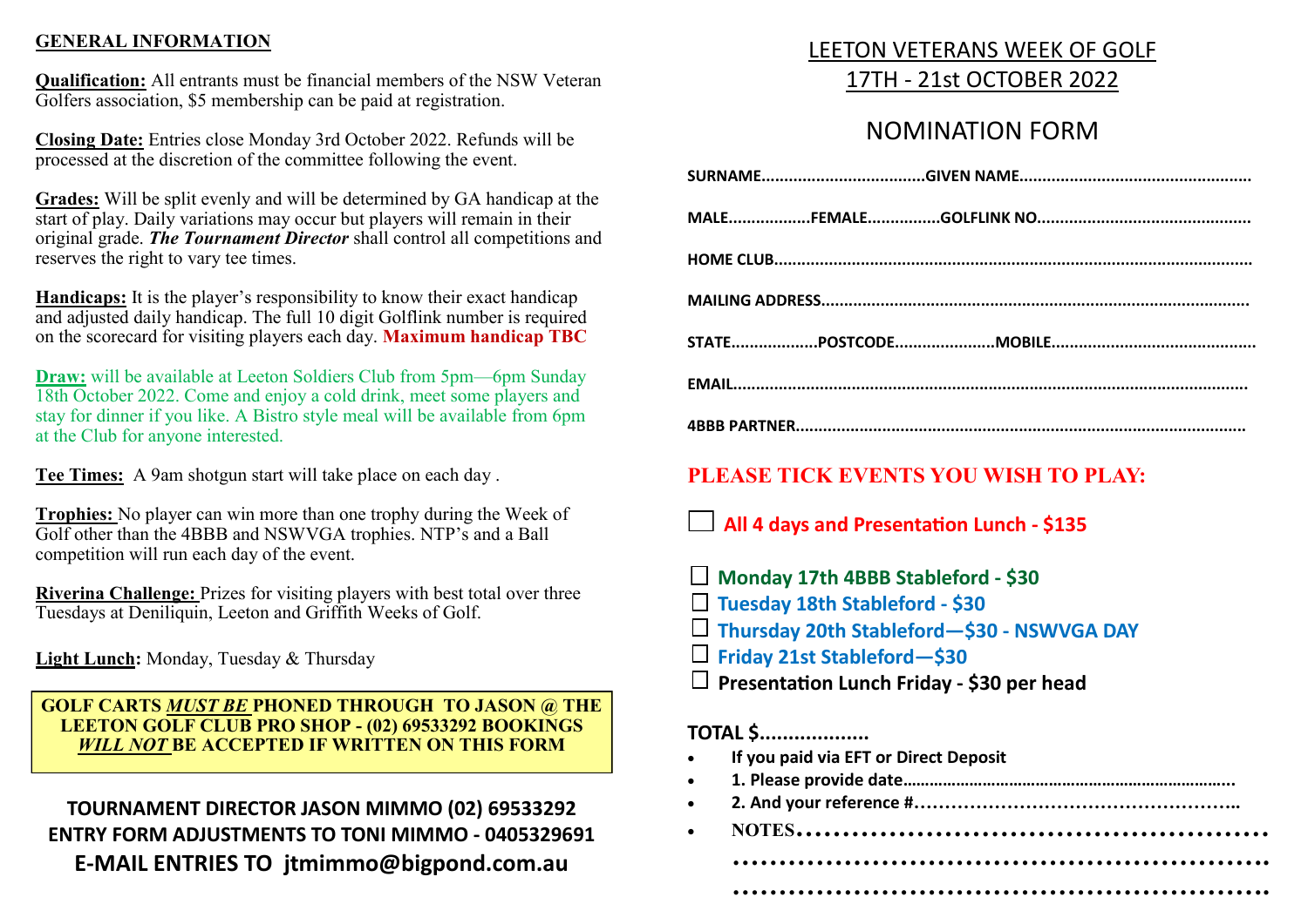**GENERAL INFORMATION**

**Qualification:** All entrants must be financial members of the NSW Veteran Golfers association, $5 membership can be paid at registration.

**Closing Date:** Entries close Monday 3rd October 2022. Refunds will be processed at the discretion of the committee following the event.

**Grades:** Will be split evenly and will be determined by GA handicap at the start of play. Daily variations may occur but players will remain in their original grade. ***The Tournament Director*** shall control all competitions and reserves the right to vary tee times.

**Handicaps:** It is the player's responsibility to know their exact handicap and adjusted daily handicap. The full 10 digit Golflink number is required on the scorecard for visiting players each day. **Maximum handicap TBC**

**Draw:** will be available at Leeton Soldiers Club from 5pm—6pm Sunday 18th October 2022. Come and enjoy a cold drink, meet some players and stay for dinner if you like. A Bistro style meal will be available from 6pm at the Club for anyone interested.

**Tee Times:** A 9am shotgun start will take place on each day .

**Trophies:** No player can win more than one trophy during the Week of Golf other than the 4BBB and NSWVGA trophies. NTP's and a Ball competition will run each day of the event.

**Riverina Challenge:** Prizes for visiting players with best total over three Tuesdays at Deniliquin, Leeton and Griffith Weeks of Golf.

**Light Lunch:** Monday, Tuesday & Thursday

**GOLF CARTS *MUST BE* PHONED THROUGH TO JASON @ THE LEETON GOLF CLUB PRO SHOP - (02) 69533292 BOOKINGS *WILL NOT* BE ACCEPTED IF WRITTEN ON THIS FORM**

**TOURNAMENT DIRECTOR JASON MIMMO (02) 69533292**
**ENTRY FORM ADJUSTMENTS TO TONI MIMMO - 0405329691**
**E-MAIL ENTRIES TO jtmimmo@bigpond.com.au**

# LEETON VETERANS WEEK OF GOLF
# 17TH - 21st OCTOBER 2022

## NOMINATION FORM

**SURNAME**...................................**GIVEN NAME**..................................................

**MALE**.................**FEMALE**................**GOLFLINK NO**..............................................

**HOME CLUB**.......................................................................................................

**MAILING ADDRESS**............................................................................................

**STATE**..................**POSTCODE**.....................**MOBILE**............................................

**EMAIL**...............................................................................................................

**4BBB PARTNER**.................................................................................................

**PLEASE TICK EVENTS YOU WISH TO PLAY:**

☐ **All 4 days and Presentation Lunch - $135**

☐ **Monday 17th 4BBB Stableford - $30**
☐ **Tuesday 18th Stableford - $30**
☐ **Thursday 20th Stableford—$30 - NSWVGA DAY**
☐ **Friday 21st Stableford—$30**
☐ **Presentation Lunch Friday - $30 per head**

**TOTAL $..................**

- **If you paid via EFT or Direct Deposit**
- **1. Please provide date**........................................................................
- **2. And your reference #**…………………………………………..
- **NOTES**……………………………………………………………
  ……………………………………………………………………
  ……………………………………………………………………